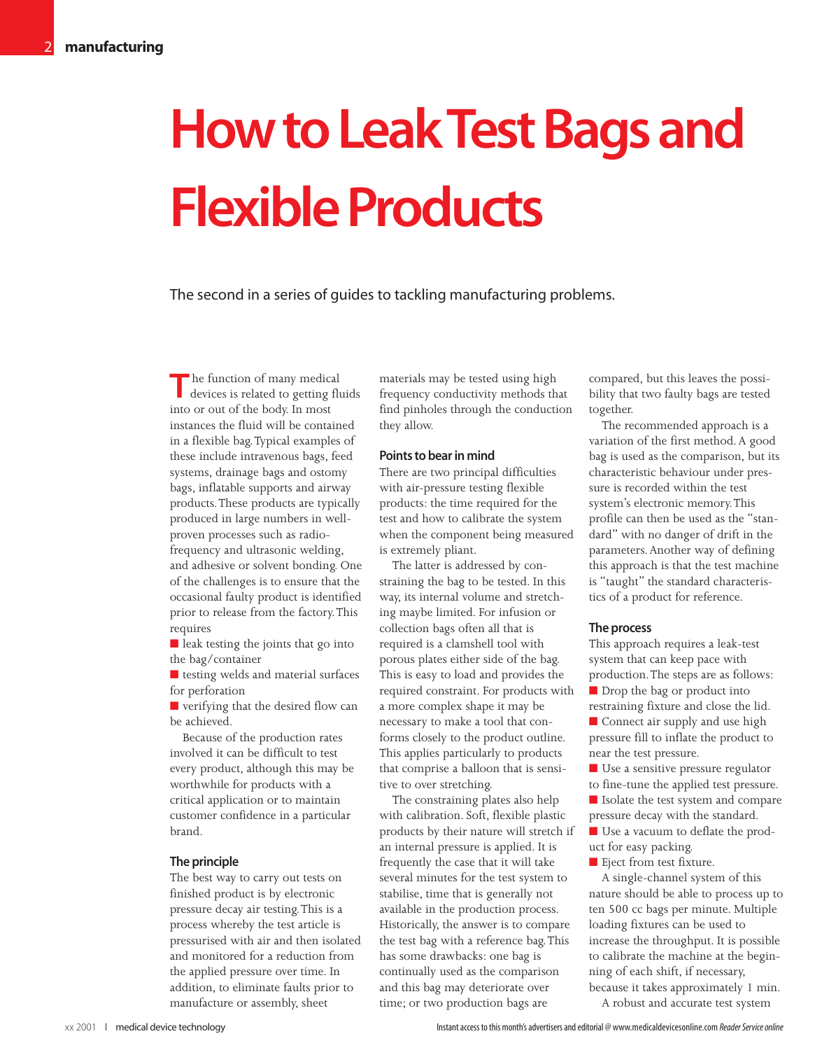# How to Leak Test Bags and Flexible Products

The second in a series of guides to tackling manufacturing problems.

The function of many medical devices is related to getting fluids into or out of the body. In most instances the fluid will be contained in a flexible bag. Typical examples of these include intravenous bags, feed systems, drainage bags and ostomy bags, inflatable supports and airway products. These products are typically produced in large numbers in well-proven processes such as radio-frequency and ultrasonic welding, and adhesive or solvent bonding. One of the challenges is to ensure that the occasional faulty product is identified prior to release from the factory. This requires

- leak testing the joints that go into the bag/container
- testing welds and material surfaces for perforation
- verifying that the desired flow can be achieved.

Because of the production rates involved it can be difficult to test every product, although this may be worthwhile for products with a critical application or to maintain customer confidence in a particular brand.

### The principle

The best way to carry out tests on finished product is by electronic pressure decay air testing. This is a process whereby the test article is pressurised with air and then isolated and monitored for a reduction from the applied pressure over time. In addition, to eliminate faults prior to manufacture or assembly, sheet materials may be tested using high frequency conductivity methods that find pinholes through the conduction they allow.

### Points to bear in mind

There are two principal difficulties with air-pressure testing flexible products: the time required for the test and how to calibrate the system when the component being measured is extremely pliant.

The latter is addressed by constraining the bag to be tested. In this way, its internal volume and stretching maybe limited. For infusion or collection bags often all that is required is a clamshell tool with porous plates either side of the bag. This is easy to load and provides the required constraint. For products with a more complex shape it may be necessary to make a tool that conforms closely to the product outline. This applies particularly to products that comprise a balloon that is sensitive to over stretching.

The constraining plates also help with calibration. Soft, flexible plastic products by their nature will stretch if an internal pressure is applied. It is frequently the case that it will take several minutes for the test system to stabilise, time that is generally not available in the production process. Historically, the answer is to compare the test bag with a reference bag. This has some drawbacks: one bag is continually used as the comparison and this bag may deteriorate over time; or two production bags are compared, but this leaves the possibility that two faulty bags are tested together.

The recommended approach is a variation of the first method. A good bag is used as the comparison, but its characteristic behaviour under pressure is recorded within the test system's electronic memory. This profile can then be used as the "standard" with no danger of drift in the parameters. Another way of defining this approach is that the test machine is "taught" the standard characteristics of a product for reference.

### The process

This approach requires a leak-test system that can keep pace with production. The steps are as follows:

- Drop the bag or product into restraining fixture and close the lid.
- Connect air supply and use high pressure fill to inflate the product to near the test pressure.
- Use a sensitive pressure regulator to fine-tune the applied test pressure.
- Isolate the test system and compare pressure decay with the standard.
- Use a vacuum to deflate the product for easy packing.
- Eject from test fixture.

A single-channel system of this nature should be able to process up to ten 500 cc bags per minute. Multiple loading fixtures can be used to increase the throughput. It is possible to calibrate the machine at the beginning of each shift, if necessary, because it takes approximately 1 min.

A robust and accurate test system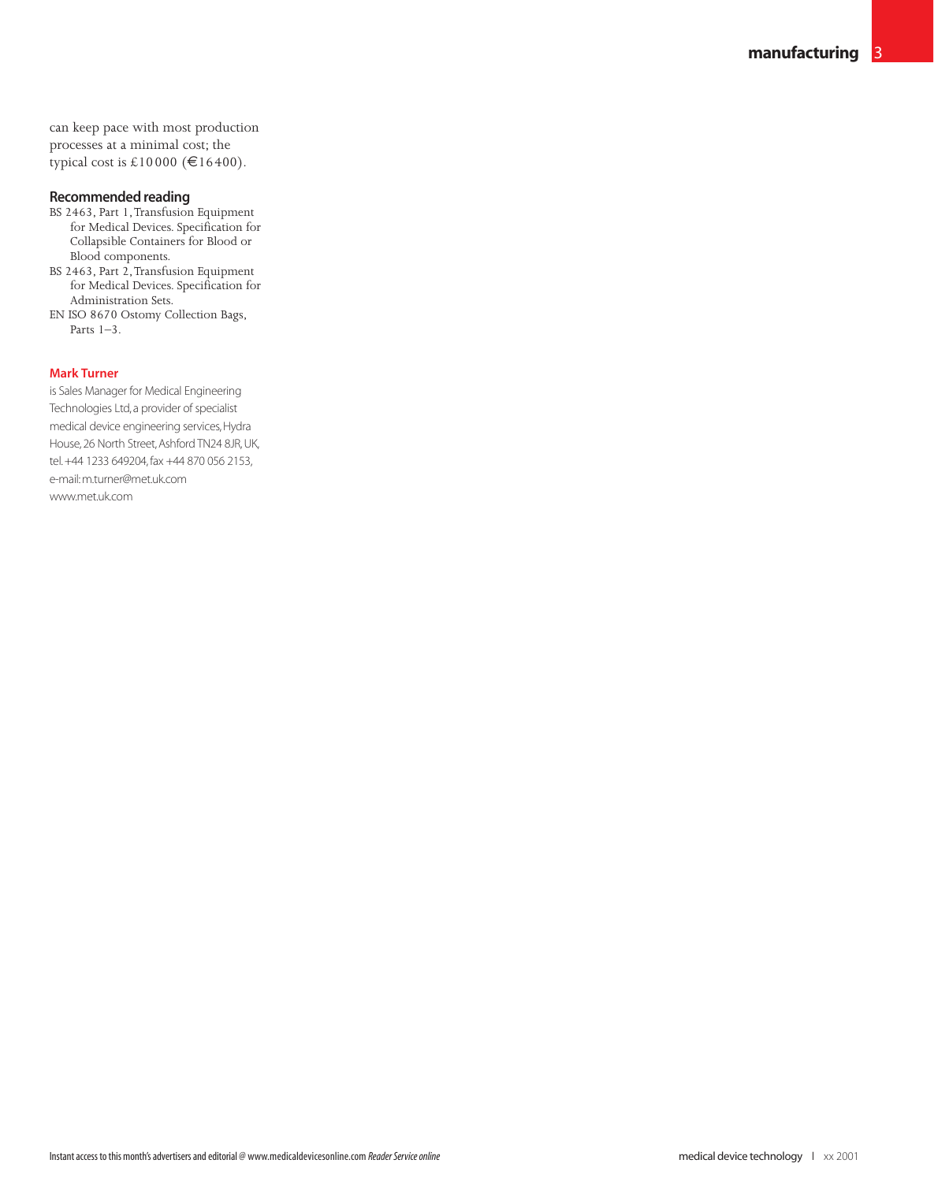can keep pace with most production processes at a minimal cost; the typical cost is £10 000 (€16 400).

## Recommended reading

BS 2463, Part 1, Transfusion Equipment for Medical Devices. Specification for Collapsible Containers for Blood or Blood components.

BS 2463, Part 2, Transfusion Equipment for Medical Devices. Specification for Administration Sets.

EN ISO 8670 Ostomy Collection Bags, Parts 1–3.

**Mark Turner**

is Sales Manager for Medical Engineering Technologies Ltd, a provider of specialist medical device engineering services, Hydra House, 26 North Street, Ashford TN24 8JR, UK, tel. +44 1233 649204, fax +44 870 056 2153, e-mail: m.turner@met.uk.com www.met.uk.com